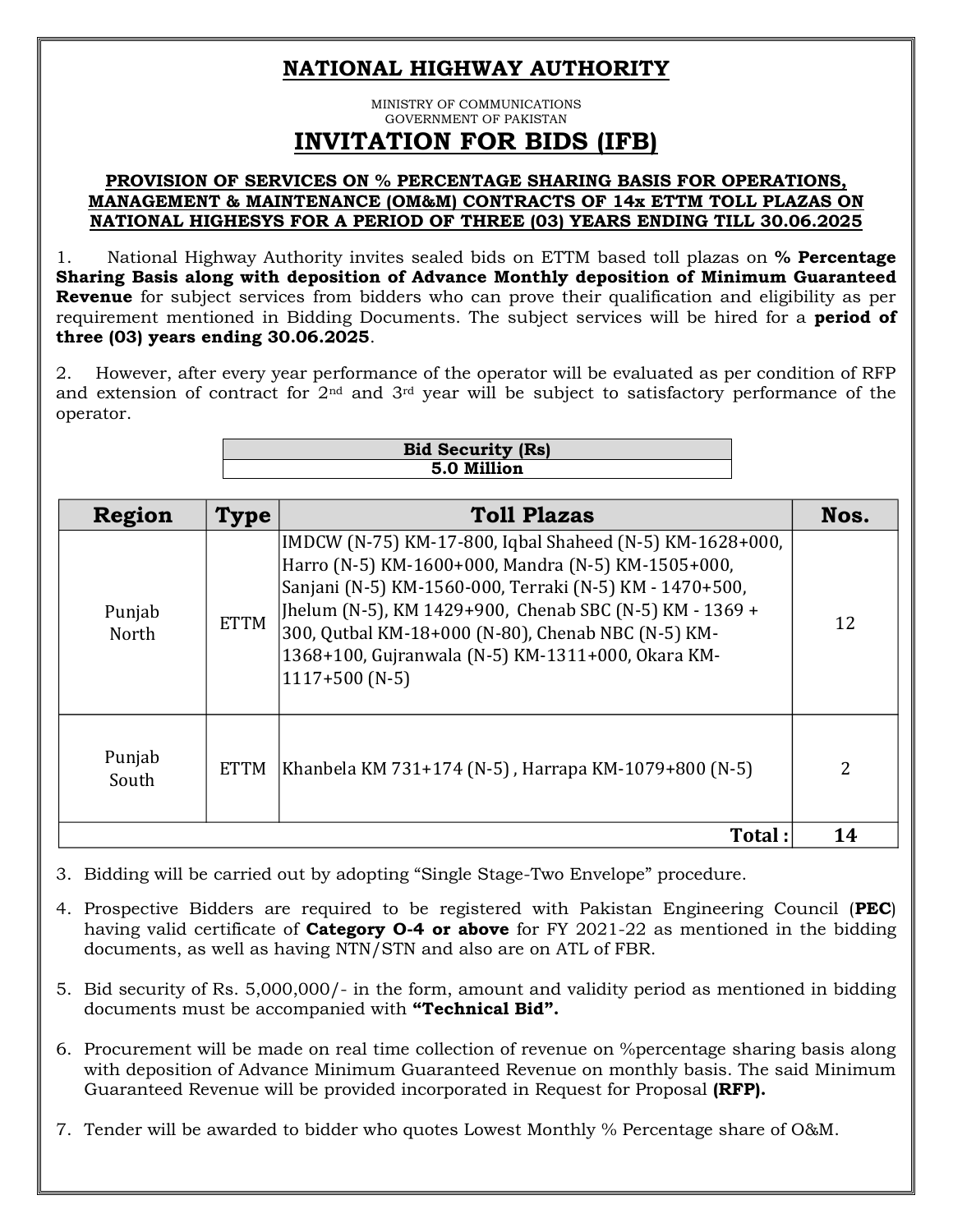# NATIONAL HIGHWAY AUTHORITY

MINISTRY OF COMMUNICATIONS
GOVERNMENT OF PAKISTAN

# INVITATION FOR BIDS (IFB)

**PROVISION OF SERVICES ON % PERCENTAGE SHARING BASIS FOR OPERATIONS, MANAGEMENT & MAINTENANCE (OM&M) CONTRACTS OF 14x ETTM TOLL PLAZAS ON NATIONAL HIGHESYS FOR A PERIOD OF THREE (03) YEARS ENDING TILL 30.06.2025**

1. National Highway Authority invites sealed bids on ETTM based toll plazas on **% Percentage Sharing Basis along with deposition of Advance Monthly deposition of Minimum Guaranteed Revenue** for subject services from bidders who can prove their qualification and eligibility as per requirement mentioned in Bidding Documents. The subject services will be hired for a **period of three (03) years ending 30.06.2025**.

2. However, after every year performance of the operator will be evaluated as per condition of RFP and extension of contract for 2nd and 3rd year will be subject to satisfactory performance of the operator.

| Bid Security (Rs) |
|---|
| **5.0 Million** |

| Region | Type | Toll Plazas | Nos. |
|---|---|---|---|
| Punjab North | ETTM | IMDCW (N-75) KM-17-800, Iqbal Shaheed (N-5) KM-1628+000, Harro (N-5) KM-1600+000, Mandra (N-5) KM-1505+000, Sanjani (N-5) KM-1560-000, Terraki (N-5) KM - 1470+500, Jhelum (N-5), KM 1429+900, Chenab SBC (N-5) KM - 1369 + 300, Qutbal KM-18+000 (N-80), Chenab NBC (N-5) KM-1368+100, Gujranwala (N-5) KM-1311+000, Okara KM-1117+500 (N-5) | 12 |
| Punjab South | ETTM | Khanbela KM 731+174 (N-5) , Harrapa KM-1079+800 (N-5) | 2 |
| | | **Total :** | **14** |

3. Bidding will be carried out by adopting "Single Stage-Two Envelope" procedure.
4. Prospective Bidders are required to be registered with Pakistan Engineering Council (**PEC**) having valid certificate of **Category O-4 or above** for FY 2021-22 as mentioned in the bidding documents, as well as having NTN/STN and also are on ATL of FBR.
5. Bid security of Rs. 5,000,000/- in the form, amount and validity period as mentioned in bidding documents must be accompanied with **"Technical Bid".**
6. Procurement will be made on real time collection of revenue on %percentage sharing basis along with deposition of Advance Minimum Guaranteed Revenue on monthly basis. The said Minimum Guaranteed Revenue will be provided incorporated in Request for Proposal **(RFP).**
7. Tender will be awarded to bidder who quotes Lowest Monthly % Percentage share of O&M.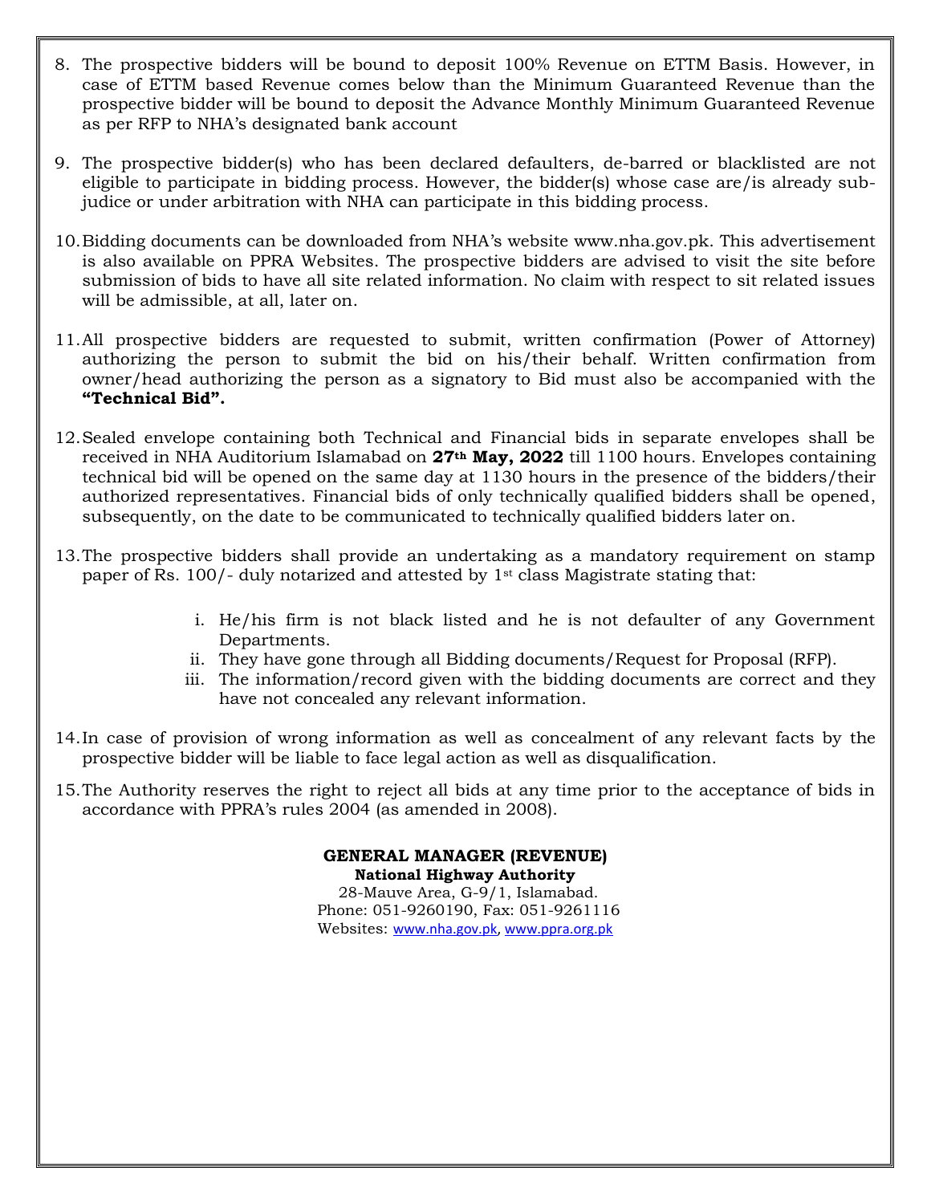8. The prospective bidders will be bound to deposit 100% Revenue on ETTM Basis. However, in case of ETTM based Revenue comes below than the Minimum Guaranteed Revenue than the prospective bidder will be bound to deposit the Advance Monthly Minimum Guaranteed Revenue as per RFP to NHA's designated bank account

9. The prospective bidder(s) who has been declared defaulters, de-barred or blacklisted are not eligible to participate in bidding process. However, the bidder(s) whose case are/is already sub-judice or under arbitration with NHA can participate in this bidding process.

10. Bidding documents can be downloaded from NHA's website www.nha.gov.pk. This advertisement is also available on PPRA Websites. The prospective bidders are advised to visit the site before submission of bids to have all site related information. No claim with respect to sit related issues will be admissible, at all, later on.

11. All prospective bidders are requested to submit, written confirmation (Power of Attorney) authorizing the person to submit the bid on his/their behalf. Written confirmation from owner/head authorizing the person as a signatory to Bid must also be accompanied with the **"Technical Bid".**

12. Sealed envelope containing both Technical and Financial bids in separate envelopes shall be received in NHA Auditorium Islamabad on **27th May, 2022** till 1100 hours. Envelopes containing technical bid will be opened on the same day at 1130 hours in the presence of the bidders/their authorized representatives. Financial bids of only technically qualified bidders shall be opened, subsequently, on the date to be communicated to technically qualified bidders later on.

13. The prospective bidders shall provide an undertaking as a mandatory requirement on stamp paper of Rs. 100/- duly notarized and attested by 1st class Magistrate stating that:

    i. He/his firm is not black listed and he is not defaulter of any Government Departments.
    ii. They have gone through all Bidding documents/Request for Proposal (RFP).
    iii. The information/record given with the bidding documents are correct and they have not concealed any relevant information.

14. In case of provision of wrong information as well as concealment of any relevant facts by the prospective bidder will be liable to face legal action as well as disqualification.

15. The Authority reserves the right to reject all bids at any time prior to the acceptance of bids in accordance with PPRA's rules 2004 (as amended in 2008).

**GENERAL MANAGER (REVENUE)**
**National Highway Authority**
28-Mauve Area, G-9/1, Islamabad.
Phone: 051-9260190, Fax: 051-9261116
Websites: www.nha.gov.pk, www.ppra.org.pk